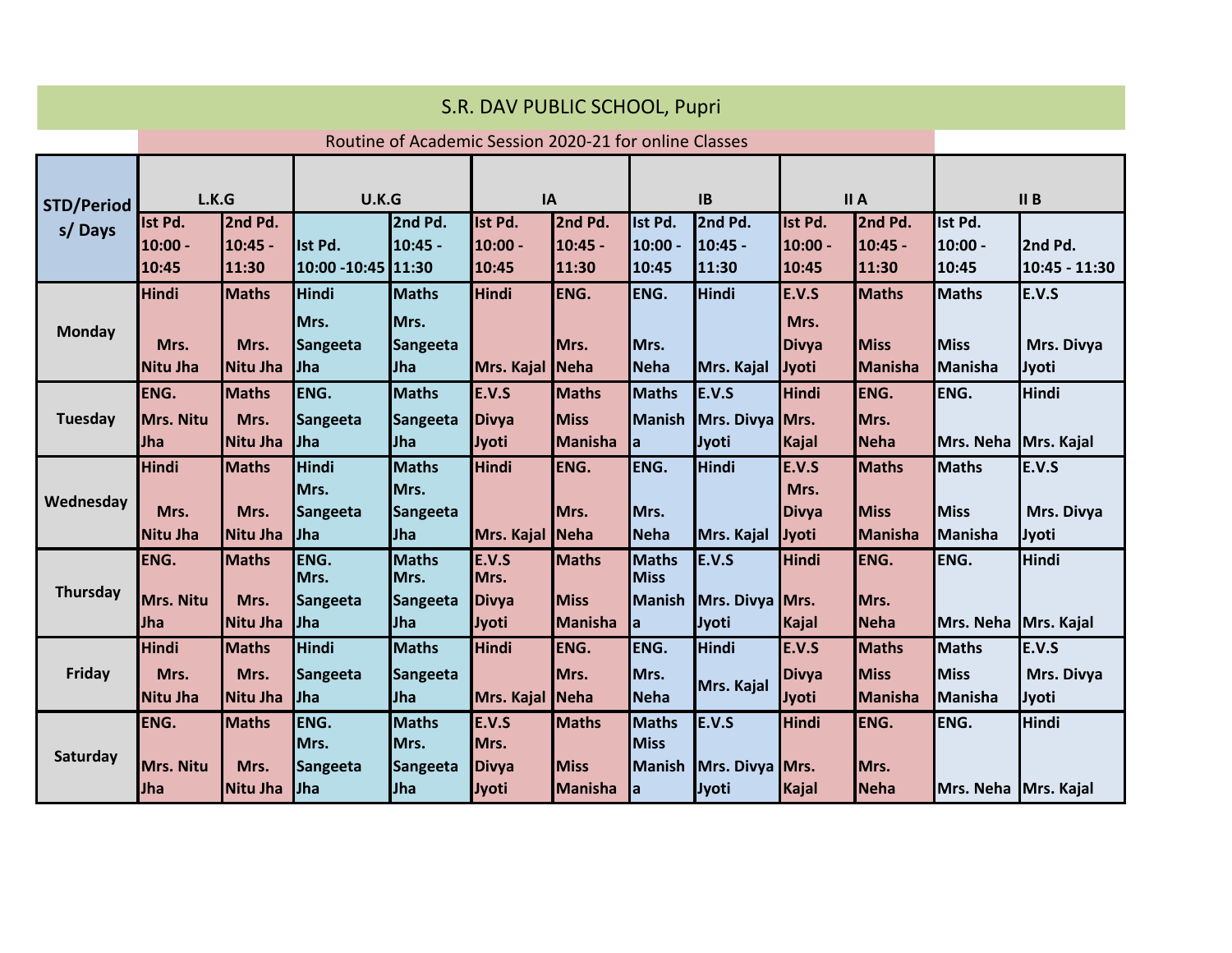# S.R. DAV PUBLIC SCHOOL, Pupri

## Routine of Academic Session 2020-21 for online Classes

| STD/Periods/ Days | L.K.G | | U.K.G | | IA | | IB | | II A | | II B | |
|---|---|---|---|---|---|---|---|---|---|---|---|---|
| | Ist Pd. 10:00 - 10:45 | 2nd Pd. 10:45 - 11:30 | Ist Pd. 10:00 -10:45 | 2nd Pd. 10:45 - 11:30 | Ist Pd. 10:00 - 10:45 | 2nd Pd. 10:45 - 11:30 | Ist Pd. 10:00 - 10:45 | 2nd Pd. 10:45 - 11:30 | Ist Pd. 10:00 - 10:45 | 2nd Pd. 10:45 - 11:30 | Ist Pd. 10:00 - 10:45 | 2nd Pd. 10:45 - 11:30 |
| Monday | Hindi Mrs. Nitu Jha | Maths Mrs. Nitu Jha | Hindi Mrs. Sangeeta Jha | Maths Mrs. Sangeeta Jha | Hindi Mrs. Kajal | ENG. Mrs. Neha | ENG. Mrs. Neha | Hindi Mrs. Kajal | E.V.S Mrs. Divya Jyoti | Maths Miss Manisha | Maths Miss Manisha | E.V.S Mrs. Divya Jyoti |
| Tuesday | ENG. Mrs. Nitu Jha | Maths Mrs. Nitu Jha | ENG. Sangeeta Jha | Maths Sangeeta Jha | E.V.S Divya Jyoti | Maths Miss Manisha | Maths Manisha | E.V.S Mrs. Divya Jyoti | Hindi Mrs. Kajal | ENG. Mrs. Neha | ENG. Mrs. Neha | Hindi Mrs. Kajal |
| Wednesday | Hindi Mrs. Nitu Jha | Maths Mrs. Nitu Jha | Hindi Mrs. Sangeeta Jha | Maths Mrs. Sangeeta Jha | Hindi Mrs. Kajal | ENG. Mrs. Neha | ENG. Mrs. Neha | Hindi Mrs. Kajal | E.V.S Mrs. Divya Jyoti | Maths Miss Manisha | Maths Miss Manisha | E.V.S Mrs. Divya Jyoti |
| Thursday | ENG. Mrs. Nitu Jha | Maths Mrs. Nitu Jha | ENG. Mrs. Sangeeta Jha | Maths Mrs. Sangeeta Jha | E.V.S Mrs. Divya Jyoti | Maths Miss Manisha | Maths Miss Manisha | E.V.S Mrs. Divya Jyoti | Hindi Mrs. Kajal | ENG. Mrs. Neha | ENG. Mrs. Neha | Hindi Mrs. Kajal |
| Friday | Hindi Mrs. Nitu Jha | Maths Mrs. Nitu Jha | Hindi Sangeeta Jha | Maths Sangeeta Jha | Hindi Mrs. Kajal | ENG. Mrs. Neha | ENG. Mrs. Neha | Hindi Mrs. Kajal | E.V.S Divya Jyoti | Maths Miss Manisha | Maths Miss Manisha | E.V.S Mrs. Divya Jyoti |
| Saturday | ENG. Mrs. Nitu Jha | Maths Mrs. Nitu Jha | ENG. Mrs. Sangeeta Jha | Maths Mrs. Sangeeta Jha | E.V.S Mrs. Divya Jyoti | Maths Miss Manisha | Maths Miss Manisha | E.V.S Mrs. Divya Jyoti | Hindi Mrs. Kajal | ENG. Mrs. Neha | ENG. Mrs. Neha | Hindi Mrs. Kajal |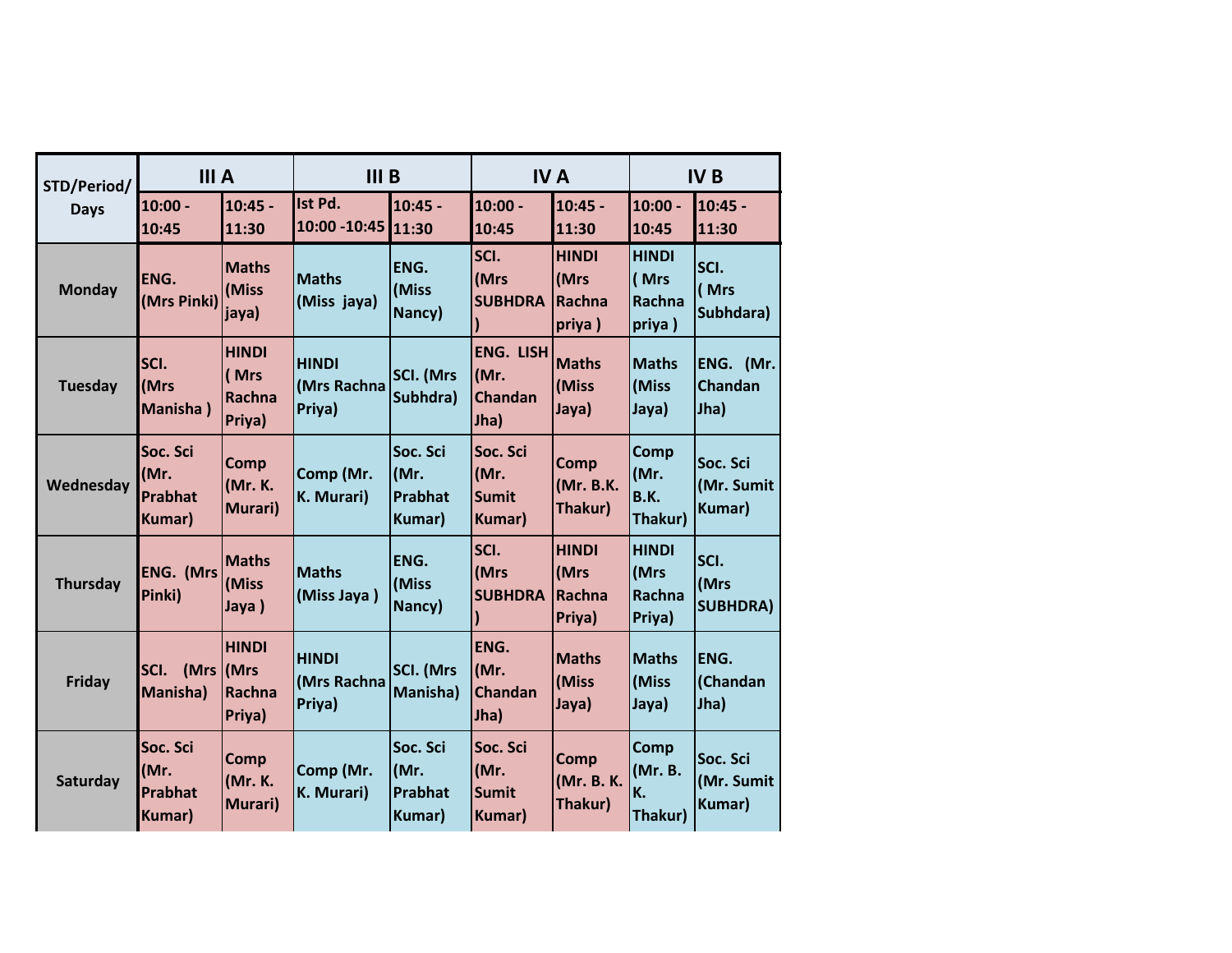| STD/Period/ Days | III A | | III B | | IV A | | IV B | |
|---|---|---|---|---|---|---|---|---|
| | 10:00 - 10:45 | 10:45 - 11:30 | Ist Pd. 10:00 -10:45 | 10:45 - 11:30 | 10:00 - 10:45 | 10:45 - 11:30 | 10:00 - 10:45 | 10:45 - 11:30 |
| Monday | ENG. (Mrs Pinki) | Maths (Miss jaya) | Maths (Miss jaya) | ENG. (Miss Nancy) | SCI. (Mrs SUBHDRA ) | HINDI (Mrs Rachna priya ) | HINDI ( Mrs Rachna priya ) | SCI. ( Mrs Subhdara) |
| Tuesday | SCI. (Mrs Manisha ) | HINDI ( Mrs Rachna Priya) | HINDI (Mrs Rachna Priya) | SCI. (Mrs Subhdra) | ENG. LISH (Mr. Chandan Jha) | Maths (Miss Jaya) | Maths (Miss Jaya) | ENG. (Mr. Chandan Jha) |
| Wednesday | Soc. Sci (Mr. Prabhat Kumar) | Comp (Mr. K. Murari) | Comp (Mr. K. Murari) | Soc. Sci (Mr. Prabhat Kumar) | Soc. Sci (Mr. Sumit Kumar) | Comp (Mr. B.K. Thakur) | Comp (Mr. B.K. Thakur) | Soc. Sci (Mr. Sumit Kumar) |
| Thursday | ENG. (Mrs Pinki) | Maths (Miss Jaya ) | Maths (Miss Jaya ) | ENG. (Miss Nancy) | SCI. (Mrs SUBHDRA ) | HINDI (Mrs Rachna Priya) | HINDI (Mrs Rachna Priya) | SCI. (Mrs SUBHDRA) |
| Friday | SCI. (Mrs Manisha) | HINDI (Mrs Rachna Priya) | HINDI (Mrs Rachna Priya) | SCI. (Mrs Manisha) | ENG. (Mr. Chandan Jha) | Maths (Miss Jaya) | Maths (Miss Jaya) | ENG. (Chandan Jha) |
| Saturday | Soc. Sci (Mr. Prabhat Kumar) | Comp (Mr. K. Murari) | Comp (Mr. K. Murari) | Soc. Sci (Mr. Prabhat Kumar) | Soc. Sci (Mr. Sumit Kumar) | Comp (Mr. B. K. Thakur) | Comp (Mr. B. K. Thakur) | Soc. Sci (Mr. Sumit Kumar) |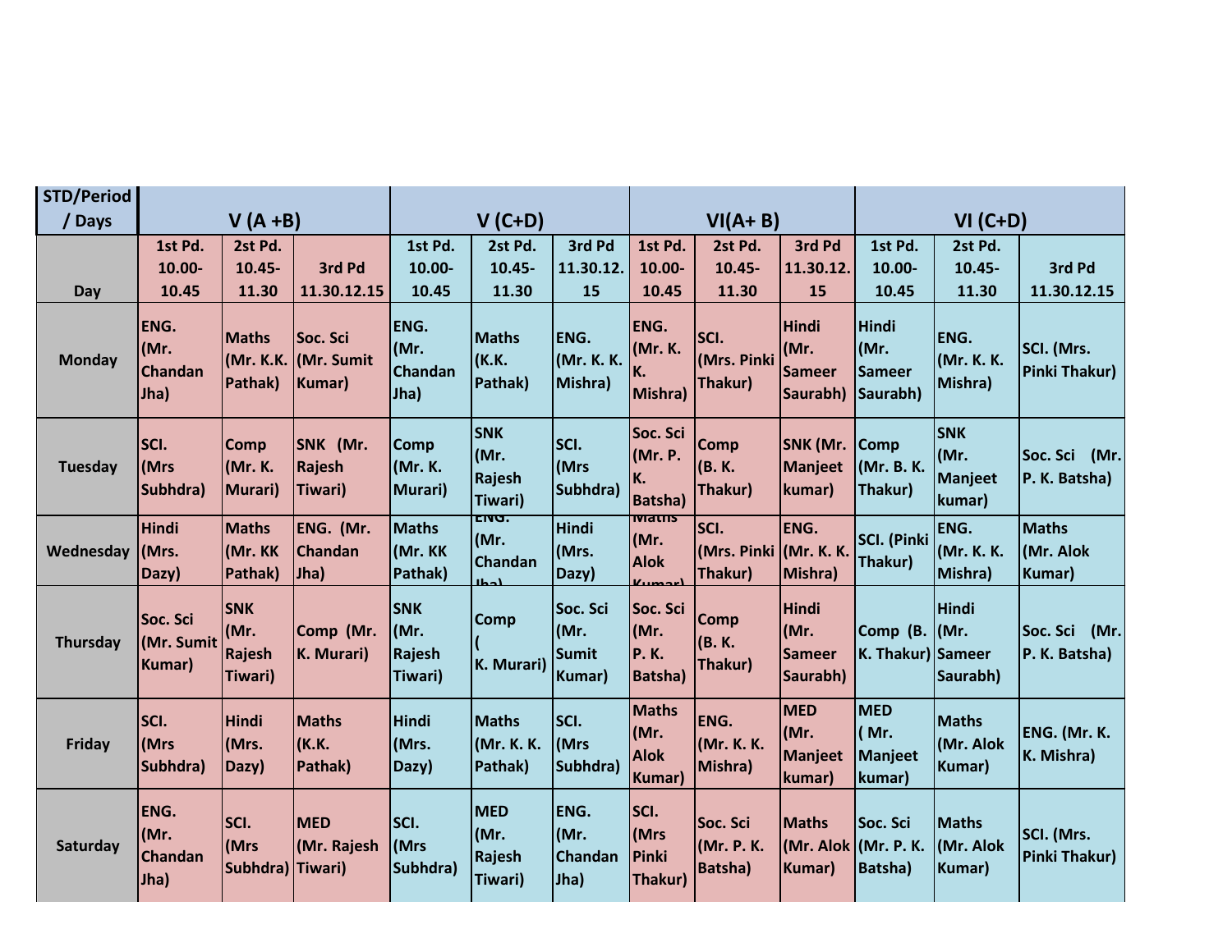| STD/Period / Days | V (A +B) | | | V (C+D) | | | VI(A+ B) | | | VI (C+D) | | |
|---|---|---|---|---|---|---|---|---|---|---|---|---|
| Day | 1st Pd. 10.00-10.45 | 2st Pd. 10.45-11.30 | 3rd Pd 11.30.12.15 | 1st Pd. 10.00-10.45 | 2st Pd. 10.45-11.30 | 3rd Pd 11.30.12.15 | 1st Pd. 10.00-10.45 | 2st Pd. 10.45-11.30 | 3rd Pd 11.30.12.15 | 1st Pd. 10.00-10.45 | 2st Pd. 10.45-11.30 | 3rd Pd 11.30.12.15 |
| Monday | ENG. (Mr. Chandan Jha) | Maths (Mr. K.K. Pathak) | Soc. Sci (Mr. Sumit Kumar) | ENG. (Mr. Chandan Jha) | Maths (K.K. Pathak) | ENG. (Mr. K. K. Mishra) | ENG. (Mr. K. K. Mishra) | SCI. (Mrs. Pinki Thakur) | Hindi (Mr. Sameer Saurabh) | Hindi (Mr. Sameer Saurabh) | ENG. (Mr. K. K. Mishra) | SCI. (Mrs. Pinki Thakur) |
| Tuesday | SCI. (Mrs Subhdra) | Comp (Mr. K. Murari) | SNK (Mr. Rajesh Tiwari) | Comp (Mr. K. Murari) | SNK (Mr. Rajesh Tiwari) | SCI. (Mrs Subhdra) | Soc. Sci (Mr. P. K. Batsha) | Comp (B. K. Thakur) | SNK (Mr. Manjeet kumar) | Comp (Mr. B. K. Thakur) | SNK (Mr. Manjeet kumar) | Soc. Sci (Mr. P. K. Batsha) |
| Wednesday | Hindi (Mrs. Dazy) | Maths (Mr. KK Pathak) | ENG. (Mr. Chandan Jha) | Maths (Mr. KK Pathak) | ENG. (Mr. Chandan Jha) | Hindi (Mrs. Dazy) | Maths (Mr. Alok Kumar) | SCI. (Mrs. Pinki Thakur) | ENG. (Mr. K. K. Mishra) | SCI. (Pinki Thakur) | ENG. (Mr. K. K. Mishra) | Maths (Mr. Alok Kumar) |
| Thursday | Soc. Sci (Mr. Sumit Kumar) | SNK (Mr. Rajesh Tiwari) | Comp (Mr. K. Murari) | SNK (Mr. Rajesh Tiwari) | Comp ( K. Murari) | Soc. Sci (Mr. Sumit Kumar) | Soc. Sci (Mr. P. K. Batsha) | Comp (B. K. Thakur) | Hindi (Mr. Sameer Saurabh) | Comp (B. K. Thakur) | Hindi (Mr. Sameer Saurabh) | Soc. Sci (Mr. P. K. Batsha) |
| Friday | SCI. (Mrs Subhdra) | Hindi (Mrs. Dazy) | Maths (K.K. Pathak) | Hindi (Mrs. Dazy) | Maths (Mr. K. K. Pathak) | SCI. (Mrs Subhdra) | Maths (Mr. Alok Kumar) | ENG. (Mr. K. K. Mishra) | MED (Mr. Manjeet kumar) | MED ( Mr. Manjeet kumar) | Maths (Mr. Alok Kumar) | ENG. (Mr. K. K. Mishra) |
| Saturday | ENG. (Mr. Chandan Jha) | SCI. (Mrs Subhdra) | MED (Mr. Rajesh Tiwari) | SCI. (Mrs Subhdra) | MED (Mr. Rajesh Tiwari) | ENG. (Mr. Chandan Jha) | SCI. (Mrs Pinki Thakur) | Soc. Sci (Mr. P. K. Batsha) | Maths (Mr. Alok Kumar) | Soc. Sci (Mr. P. K. Batsha) | Maths (Mr. Alok Kumar) | SCI. (Mrs. Pinki Thakur) |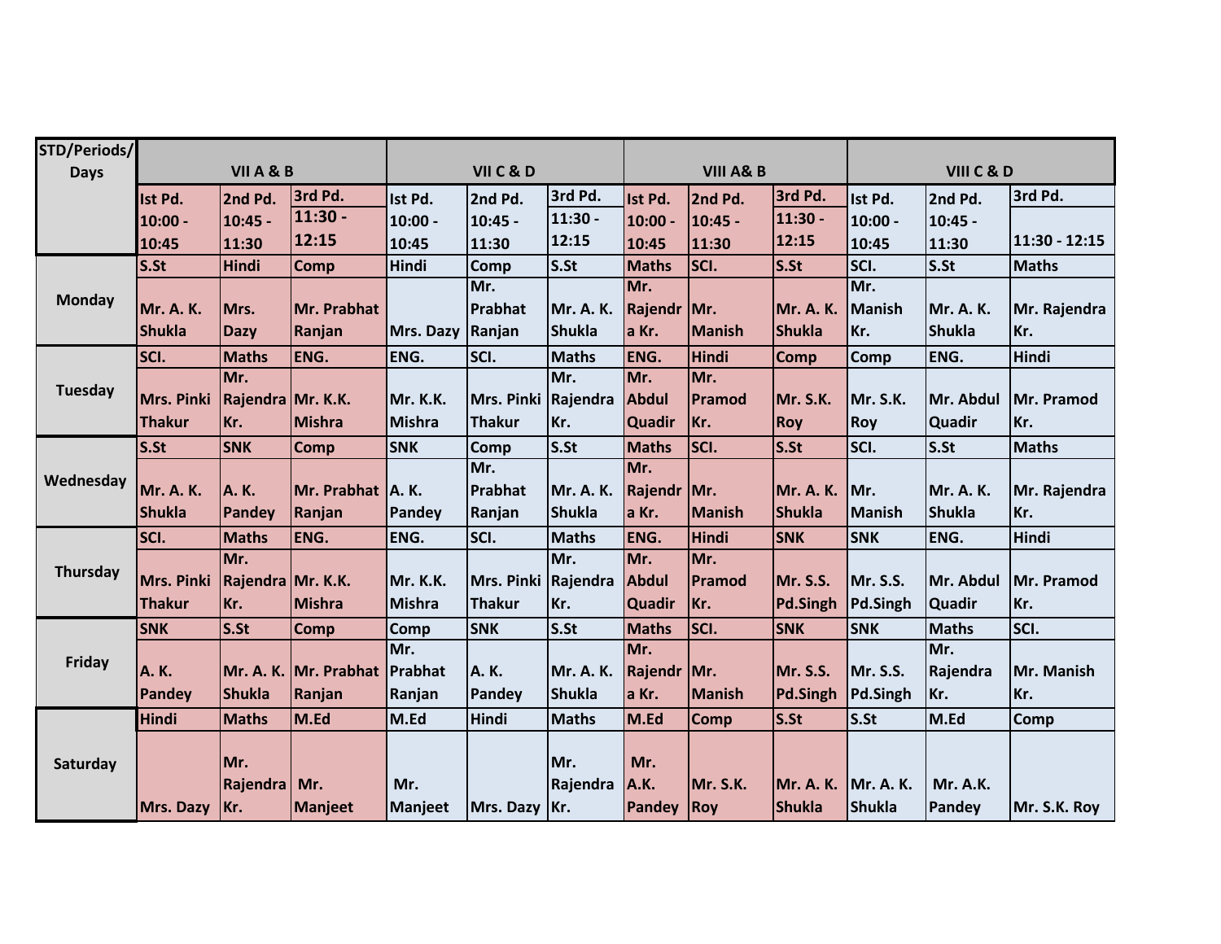| STD/Periods/ Days | VII A & B | | | VII C & D | | | VIII A& B | | | VIII C & D | | |
|---|---|---|---|---|---|---|---|---|---|---|---|---|
| | Ist Pd. 10:00 - 10:45 | 2nd Pd. 10:45 - 11:30 | 3rd Pd. 11:30 - 12:15 | Ist Pd. 10:00 - 10:45 | 2nd Pd. 10:45 - 11:30 | 3rd Pd. 11:30 - 12:15 | Ist Pd. 10:00 - 10:45 | 2nd Pd. 10:45 - 11:30 | 3rd Pd. 11:30 - 12:15 | Ist Pd. 10:00 - 10:45 | 2nd Pd. 10:45 - 11:30 | 3rd Pd. 11:30 - 12:15 |
| Monday | S.St | Hindi | Comp | Hindi | Comp | S.St | Maths | SCI. | S.St | SCI. | S.St | Maths |
| | Mr. A. K. Shukla | Mrs. Dazy | Mr. Prabhat Ranjan | Mrs. Dazy | Mr. Prabhat Ranjan | Mr. A. K. Shukla | Mr. Rajendra Kr. | Mr. Manish | Mr. A. K. Shukla | Mr. Manish Kr. | Mr. A. K. Shukla | Mr. Rajendra Kr. |
| Tuesday | SCI. | Maths | ENG. | ENG. | SCI. | Maths | ENG. | Hindi | Comp | Comp | ENG. | Hindi |
| | Mrs. Pinki Thakur | Mr. Rajendra Kr. | Mr. K.K. Mishra | Mr. K.K. Mishra | Mrs. Pinki Thakur | Mr. Rajendra Kr. | Mr. Abdul Quadir | Mr. Pramod Kr. | Mr. S.K. Roy | Mr. S.K. Roy | Mr. Abdul Quadir | Mr. Pramod Kr. |
| Wednesday | S.St | SNK | Comp | SNK | Comp | S.St | Maths | SCI. | S.St | SCI. | S.St | Maths |
| | Mr. A. K. Shukla | A. K. Pandey | Mr. Prabhat Ranjan | A. K. Pandey | Mr. Prabhat Ranjan | Mr. A. K. Shukla | Mr. Rajendra Kr. | Mr. Manish | Mr. A. K. Shukla | Mr. Manish | Mr. A. K. Shukla | Mr. Rajendra Kr. |
| Thursday | SCI. | Maths | ENG. | ENG. | SCI. | Maths | ENG. | Hindi | SNK | SNK | ENG. | Hindi |
| | Mrs. Pinki Thakur | Mr. Rajendra Kr. | Mr. K.K. Mishra | Mr. K.K. Mishra | Mrs. Pinki Thakur | Mr. Rajendra Kr. | Mr. Abdul Quadir | Mr. Pramod Kr. | Mr. S.S. Pd.Singh | Mr. S.S. Pd.Singh | Mr. Abdul Quadir | Mr. Pramod Kr. |
| Friday | SNK | S.St | Comp | Comp | SNK | S.St | Maths | SCI. | SNK | SNK | Maths | SCI. |
| | A. K. Pandey | Mr. A. K. Shukla | Mr. Prabhat Ranjan | Mr. Prabhat Ranjan | A. K. Pandey | Mr. A. K. Shukla | Mr. Rajendra Kr. | Mr. Manish | Mr. S.S. Pd.Singh | Mr. S.S. Pd.Singh | Mr. Rajendra Kr. | Mr. Manish Kr. |
| Saturday | Hindi | Maths | M.Ed | M.Ed | Hindi | Maths | M.Ed | Comp | S.St | S.St | M.Ed | Comp |
| | Mrs. Dazy | Mr. Rajendra Kr. | Mr. Manjeet | Mr. Manjeet | Mrs. Dazy | Mr. Rajendra Kr. | Mr. A.K. Pandey | Mr. S.K. Roy | Mr. A. K. Shukla | Mr. A. K. Shukla | Mr. A.K. Pandey | Mr. S.K. Roy |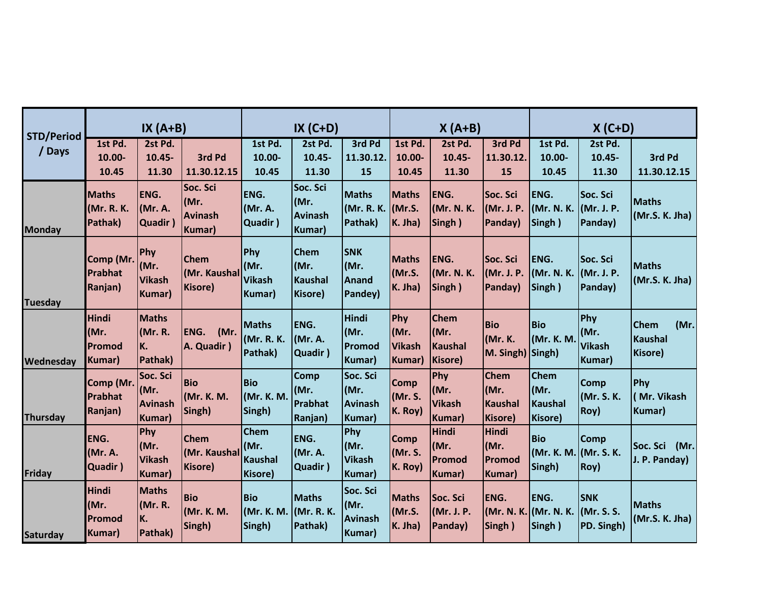| STD/Period / Days | IX (A+B) | | | IX (C+D) | | | X (A+B) | | | X (C+D) | | |
|---|---|---|---|---|---|---|---|---|---|---|---|---|
| | 1st Pd. 10.00-10.45 | 2st Pd. 10.45-11.30 | 3rd Pd 11.30.12.15 | 1st Pd. 10.00-10.45 | 2st Pd. 10.45-11.30 | 3rd Pd 11.30.12.15 | 1st Pd. 10.00-10.45 | 2st Pd. 10.45-11.30 | 3rd Pd 11.30.12.15 | 1st Pd. 10.00-10.45 | 2st Pd. 10.45-11.30 | 3rd Pd 11.30.12.15 |
| Monday | Maths (Mr. R. K. Pathak) | ENG. (Mr. A. Quadir ) | Soc. Sci (Mr. Avinash Kumar) | ENG. (Mr. A. Quadir ) | Soc. Sci (Mr. Avinash Kumar) | Maths (Mr. R. K. Pathak) | Maths (Mr.S. K. Jha) | ENG. (Mr. N. K. Singh ) | Soc. Sci (Mr. J. P. Panday) | ENG. (Mr. N. K. Singh ) | Soc. Sci (Mr. J. P. Panday) | Maths (Mr.S. K. Jha) |
| Tuesday | Comp (Mr. Prabhat Ranjan) | Phy (Mr. Vikash Kumar) | Chem (Mr. Kaushal Kisore) | Phy (Mr. Vikash Kumar) | Chem (Mr. Kaushal Kisore) | SNK (Mr. Anand Pandey) | Maths (Mr.S. K. Jha) | ENG. (Mr. N. K. Singh ) | Soc. Sci (Mr. J. P. Panday) | ENG. (Mr. N. K. Singh ) | Soc. Sci (Mr. J. P. Panday) | Maths (Mr.S. K. Jha) |
| Wednesday | Hindi (Mr. Promod Kumar) | Maths (Mr. R. K. Pathak) | ENG. (Mr. A. Quadir ) | Maths (Mr. R. K. Pathak) | ENG. (Mr. A. Quadir ) | Hindi (Mr. Promod Kumar) | Phy (Mr. Vikash Kumar) | Chem (Mr. Kaushal Kisore) | Bio (Mr. K. M. Singh) | Bio (Mr. K. M. Singh) | Phy (Mr. Vikash Kumar) | Chem (Mr. Kaushal Kisore) |
| Thursday | Comp (Mr. Prabhat Ranjan) | Soc. Sci (Mr. Avinash Kumar) | Bio (Mr. K. M. Singh) | Bio (Mr. K. M. Singh) | Comp (Mr. Prabhat Ranjan) | Soc. Sci (Mr. Avinash Kumar) | Comp (Mr. S. K. Roy) | Phy (Mr. Vikash Kumar) | Chem (Mr. Kaushal Kisore) | Chem (Mr. Kaushal Kisore) | Comp (Mr. S. K. Roy) | Phy ( Mr. Vikash Kumar) |
| Friday | ENG. (Mr. A. Quadir ) | Phy (Mr. Vikash Kumar) | Chem (Mr. Kaushal Kisore) | Chem (Mr. Kaushal Kisore) | ENG. (Mr. A. Quadir ) | Phy (Mr. Vikash Kumar) | Comp (Mr. S. K. Roy) | Hindi (Mr. Promod Kumar) | Hindi (Mr. Promod Kumar) | Bio (Mr. K. M. Singh) | Comp (Mr. S. K. Roy) | Soc. Sci (Mr. J. P. Panday) |
| Saturday | Hindi (Mr. Promod Kumar) | Maths (Mr. R. K. Pathak) | Bio (Mr. K. M. Singh) | Bio (Mr. K. M. Singh) | Maths (Mr. R. K. Pathak) | Soc. Sci (Mr. Avinash Kumar) | Maths (Mr.S. K. Jha) | Soc. Sci (Mr. J. P. Panday) | ENG. (Mr. N. K. Singh ) | ENG. (Mr. N. K. Singh ) | SNK (Mr. S. S. PD. Singh) | Maths (Mr.S. K. Jha) |